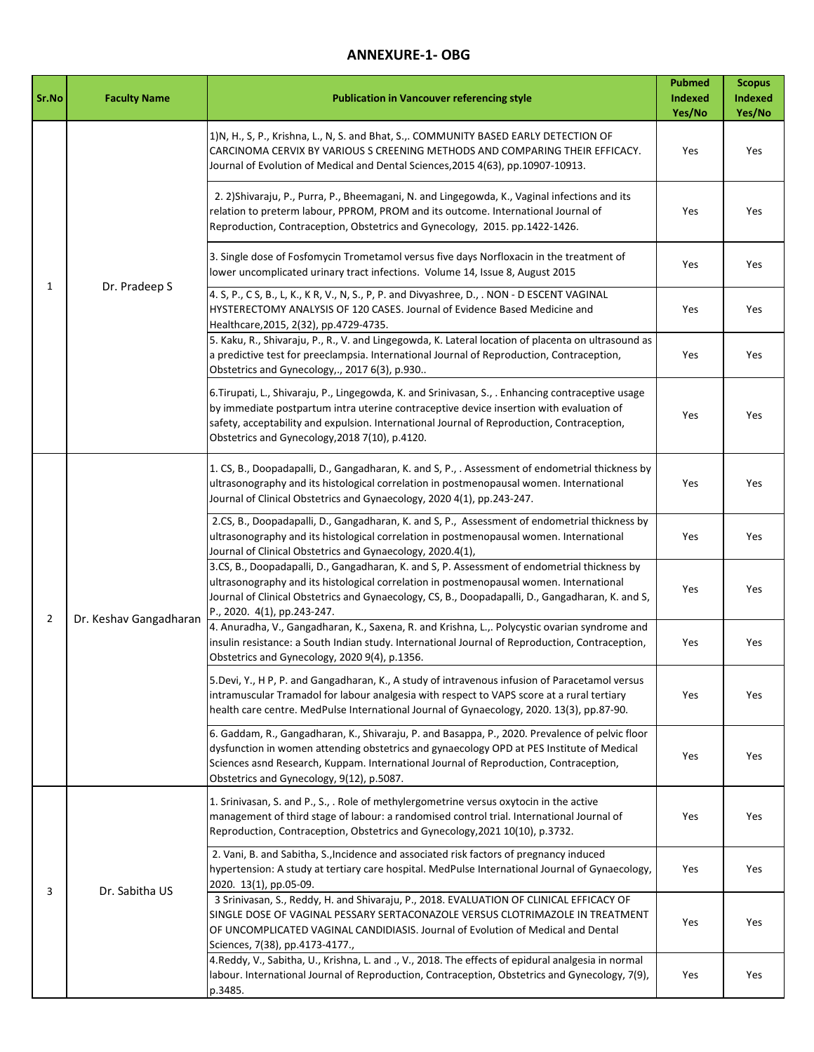## ANNEXURE-1- OBG

| Sr.No | Faculty Name | Publication in Vancouver referencing style | Pubmed Indexed Yes/No | Scopus Indexed Yes/No |
|---|---|---|---|---|
| 1 | Dr. Pradeep S | 1)N, H., S, P., Krishna, L., N, S. and Bhat, S.,. COMMUNITY BASED EARLY DETECTION OF CARCINOMA CERVIX BY VARIOUS S CREENING METHODS AND COMPARING THEIR EFFICACY. Journal of Evolution of Medical and Dental Sciences,2015 4(63), pp.10907-10913. | Yes | Yes |
| | | 2. 2)Shivaraju, P., Purra, P., Bheemagani, N. and Lingegowda, K., Vaginal infections and its relation to preterm labour, PPROM, PROM and its outcome. International Journal of Reproduction, Contraception, Obstetrics and Gynecology, 2015. pp.1422-1426. | Yes | Yes |
| | | 3. Single dose of Fosfomycin Trometamol versus five days Norfloxacin in the treatment of lower uncomplicated urinary tract infections. Volume 14, Issue 8, August 2015 | Yes | Yes |
| | | 4. S, P., C S, B., L, K., K R, V., N, S., P, P. and Divyashree, D., . NON - D ESCENT VAGINAL HYSTERECTOMY ANALYSIS OF 120 CASES. Journal of Evidence Based Medicine and Healthcare,2015, 2(32), pp.4729-4735. | Yes | Yes |
| | | 5. Kaku, R., Shivaraju, P., R., V. and Lingegowda, K. Lateral location of placenta on ultrasound as a predictive test for preeclampsia. International Journal of Reproduction, Contraception, Obstetrics and Gynecology,., 2017 6(3), p.930.. | Yes | Yes |
| | | 6.Tirupati, L., Shivaraju, P., Lingegowda, K. and Srinivasan, S., . Enhancing contraceptive usage by immediate postpartum intra uterine contraceptive device insertion with evaluation of safety, acceptability and expulsion. International Journal of Reproduction, Contraception, Obstetrics and Gynecology,2018 7(10), p.4120. | Yes | Yes |
| 2 | Dr. Keshav Gangadharan | 1. CS, B., Doopadapalli, D., Gangadharan, K. and S, P., . Assessment of endometrial thickness by ultrasonography and its histological correlation in postmenopausal women. International Journal of Clinical Obstetrics and Gynaecology, 2020 4(1), pp.243-247. | Yes | Yes |
| | | 2.CS, B., Doopadapalli, D., Gangadharan, K. and S, P., Assessment of endometrial thickness by ultrasonography and its histological correlation in postmenopausal women. International Journal of Clinical Obstetrics and Gynaecology, 2020.4(1), | Yes | Yes |
| | | 3.CS, B., Doopadapalli, D., Gangadharan, K. and S, P. Assessment of endometrial thickness by ultrasonography and its histological correlation in postmenopausal women. International Journal of Clinical Obstetrics and Gynaecology, CS, B., Doopadapalli, D., Gangadharan, K. and S, P., 2020. 4(1), pp.243-247. | Yes | Yes |
| | | 4. Anuradha, V., Gangadharan, K., Saxena, R. and Krishna, L.,. Polycystic ovarian syndrome and insulin resistance: a South Indian study. International Journal of Reproduction, Contraception, Obstetrics and Gynecology, 2020 9(4), p.1356. | Yes | Yes |
| | | 5.Devi, Y., H P, P. and Gangadharan, K., A study of intravenous infusion of Paracetamol versus intramuscular Tramadol for labour analgesia with respect to VAPS score at a rural tertiary health care centre. MedPulse International Journal of Gynaecology, 2020. 13(3), pp.87-90. | Yes | Yes |
| | | 6. Gaddam, R., Gangadharan, K., Shivaraju, P. and Basappa, P., 2020. Prevalence of pelvic floor dysfunction in women attending obstetrics and gynaecology OPD at PES Institute of Medical Sciences asnd Research, Kuppam. International Journal of Reproduction, Contraception, Obstetrics and Gynecology, 9(12), p.5087. | Yes | Yes |
| 3 | Dr. Sabitha US | 1. Srinivasan, S. and P., S., . Role of methylergometrine versus oxytocin in the active management of third stage of labour: a randomised control trial. International Journal of Reproduction, Contraception, Obstetrics and Gynecology,2021 10(10), p.3732. | Yes | Yes |
| | | 2. Vani, B. and Sabitha, S.,Incidence and associated risk factors of pregnancy induced hypertension: A study at tertiary care hospital. MedPulse International Journal of Gynaecology, 2020. 13(1), pp.05-09. | Yes | Yes |
| | | 3 Srinivasan, S., Reddy, H. and Shivaraju, P., 2018. EVALUATION OF CLINICAL EFFICACY OF SINGLE DOSE OF VAGINAL PESSARY SERTACONAZOLE VERSUS CLOTRIMAZOLE IN TREATMENT OF UNCOMPLICATED VAGINAL CANDIDIASIS. Journal of Evolution of Medical and Dental Sciences, 7(38), pp.4173-4177., | Yes | Yes |
| | | 4.Reddy, V., Sabitha, U., Krishna, L. and ., V., 2018. The effects of epidural analgesia in normal labour. International Journal of Reproduction, Contraception, Obstetrics and Gynecology, 7(9), p.3485. | Yes | Yes |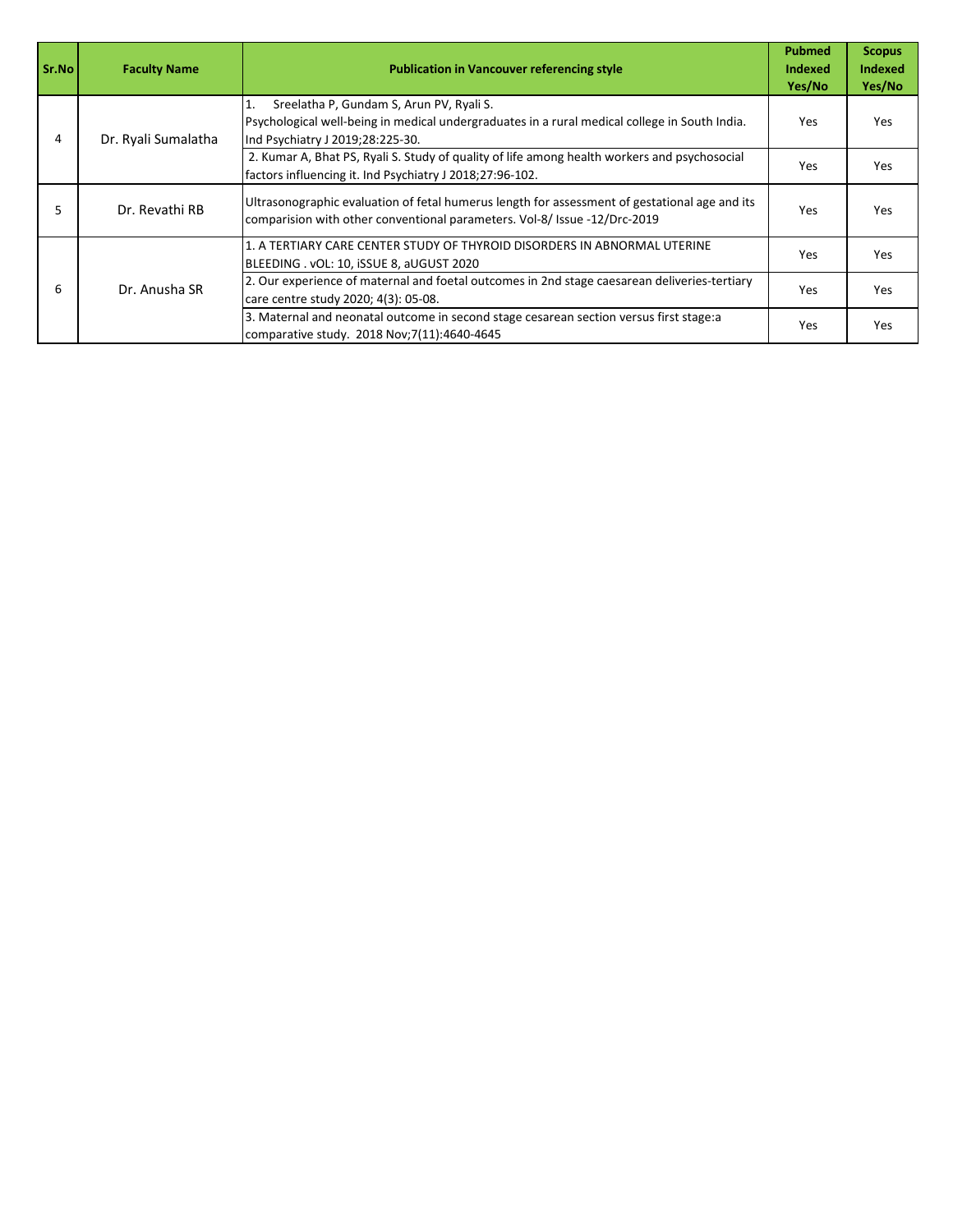| Sr.No | Faculty Name | Publication in Vancouver referencing style | Pubmed Indexed Yes/No | Scopus Indexed Yes/No |
|---|---|---|---|---|
| 4 | Dr. Ryali Sumalatha | 1. Sreelatha P, Gundam S, Arun PV, Ryali S. Psychological well-being in medical undergraduates in a rural medical college in South India. Ind Psychiatry J 2019;28:225-30. | Yes | Yes |
| | | 2. Kumar A, Bhat PS, Ryali S. Study of quality of life among health workers and psychosocial factors influencing it. Ind Psychiatry J 2018;27:96-102. | Yes | Yes |
| 5 | Dr. Revathi RB | Ultrasonographic evaluation of fetal humerus length for assessment of gestational age and its comparision with other conventional parameters. Vol-8/ Issue -12/Drc-2019 | Yes | Yes |
| 6 | Dr. Anusha SR | 1. A TERTIARY CARE CENTER STUDY OF THYROID DISORDERS IN ABNORMAL UTERINE BLEEDING . vOL: 10, iSSUE 8, aUGUST 2020 | Yes | Yes |
| | | 2. Our experience of maternal and foetal outcomes in 2nd stage caesarean deliveries-tertiary care centre study 2020; 4(3): 05-08. | Yes | Yes |
| | | 3. Maternal and neonatal outcome in second stage cesarean section versus first stage:a comparative study. 2018 Nov;7(11):4640-4645 | Yes | Yes |